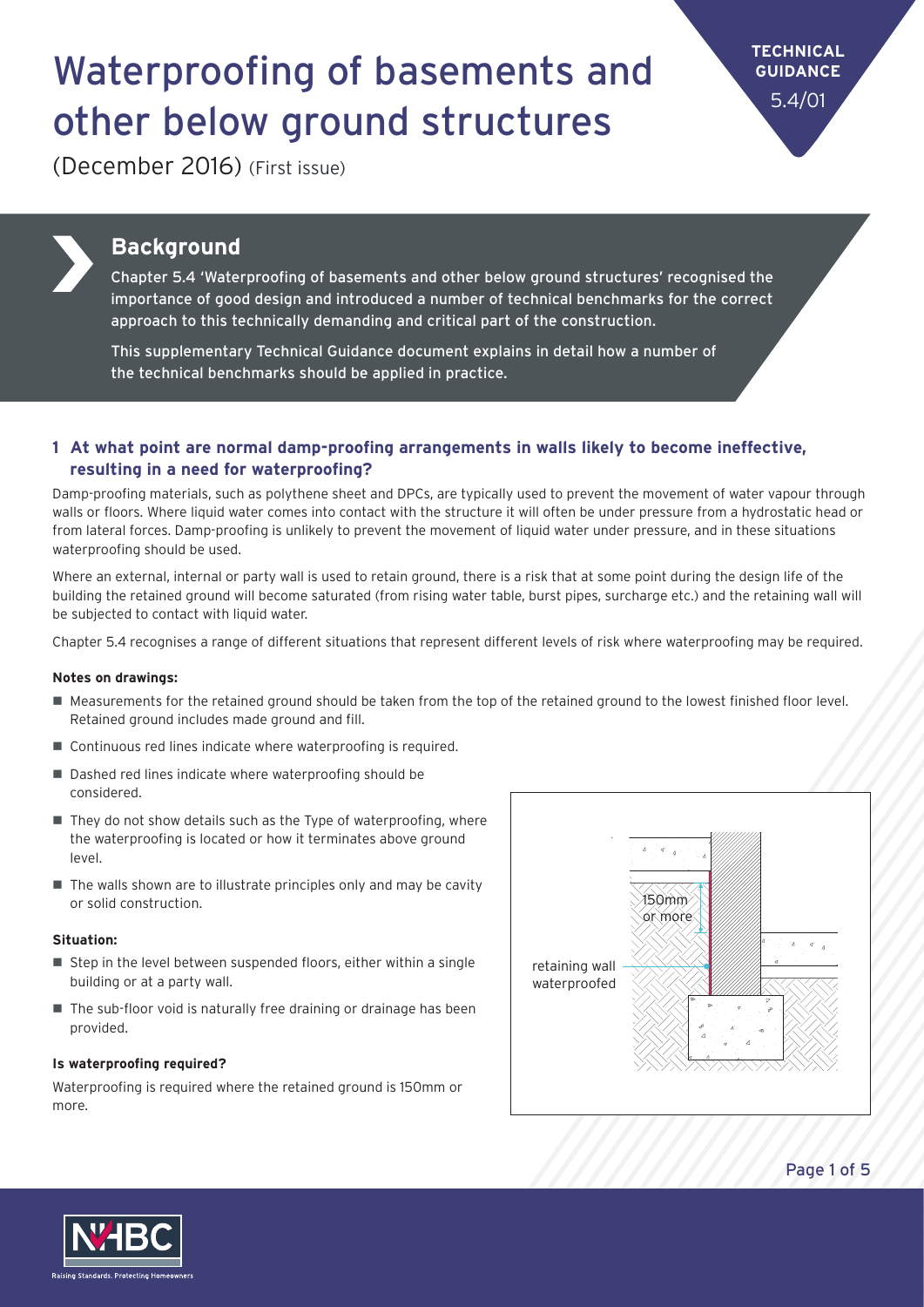# Waterproofing of basements and other below ground structures

(December 2016) (First issue)

**TECHNICAL GUIDANCE**
5.4/01

## Background

Chapter 5.4 'Waterproofing of basements and other below ground structures' recognised the importance of good design and introduced a number of technical benchmarks for the correct approach to this technically demanding and critical part of the construction.

This supplementary Technical Guidance document explains in detail how a number of the technical benchmarks should be applied in practice.

### 1 At what point are normal damp-proofing arrangements in walls likely to become ineffective, resulting in a need for waterproofing?

Damp-proofing materials, such as polythene sheet and DPCs, are typically used to prevent the movement of water vapour through walls or floors. Where liquid water comes into contact with the structure it will often be under pressure from a hydrostatic head or from lateral forces. Damp-proofing is unlikely to prevent the movement of liquid water under pressure, and in these situations waterproofing should be used.

Where an external, internal or party wall is used to retain ground, there is a risk that at some point during the design life of the building the retained ground will become saturated (from rising water table, burst pipes, surcharge etc.) and the retaining wall will be subjected to contact with liquid water.

Chapter 5.4 recognises a range of different situations that represent different levels of risk where waterproofing may be required.

**Notes on drawings:**

- Measurements for the retained ground should be taken from the top of the retained ground to the lowest finished floor level. Retained ground includes made ground and fill.
- Continuous red lines indicate where waterproofing is required.
- Dashed red lines indicate where waterproofing should be considered.
- They do not show details such as the Type of waterproofing, where the waterproofing is located or how it terminates above ground level.
- The walls shown are to illustrate principles only and may be cavity or solid construction.

**Situation:**

- Step in the level between suspended floors, either within a single building or at a party wall.
- The sub-floor void is naturally free draining or drainage has been provided.

**Is waterproofing required?**

Waterproofing is required where the retained ground is 150mm or more.

150mm or more

retaining wall waterproofed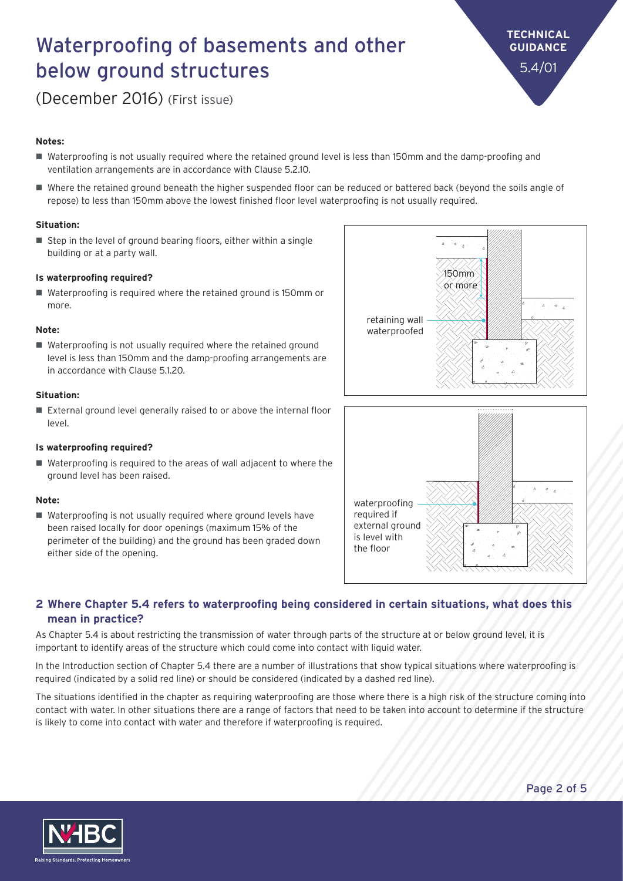# Waterproofing of basements and other below ground structures

(December 2016) (First issue)

TECHNICAL GUIDANCE 5.4/01

**Notes:**

- Waterproofing is not usually required where the retained ground level is less than 150mm and the damp-proofing and ventilation arrangements are in accordance with Clause 5.2.10.
- Where the retained ground beneath the higher suspended floor can be reduced or battered back (beyond the soils angle of repose) to less than 150mm above the lowest finished floor level waterproofing is not usually required.

**Situation:**

- Step in the level of ground bearing floors, either within a single building or at a party wall.

**Is waterproofing required?**

- Waterproofing is required where the retained ground is 150mm or more.

**Note:**

- Waterproofing is not usually required where the retained ground level is less than 150mm and the damp-proofing arrangements are in accordance with Clause 5.1.20.

150mm or more

retaining wall waterproofed

**Situation:**

- External ground level generally raised to or above the internal floor level.

**Is waterproofing required?**

- Waterproofing is required to the areas of wall adjacent to where the ground level has been raised.

**Note:**

- Waterproofing is not usually required where ground levels have been raised locally for door openings (maximum 15% of the perimeter of the building) and the ground has been graded down either side of the opening.

waterproofing required if external ground is level with the floor

## 2 Where Chapter 5.4 refers to waterproofing being considered in certain situations, what does this mean in practice?

As Chapter 5.4 is about restricting the transmission of water through parts of the structure at or below ground level, it is important to identify areas of the structure which could come into contact with liquid water.

In the Introduction section of Chapter 5.4 there are a number of illustrations that show typical situations where waterproofing is required (indicated by a solid red line) or should be considered (indicated by a dashed red line).

The situations identified in the chapter as requiring waterproofing are those where there is a high risk of the structure coming into contact with water. In other situations there are a range of factors that need to be taken into account to determine if the structure is likely to come into contact with water and therefore if waterproofing is required.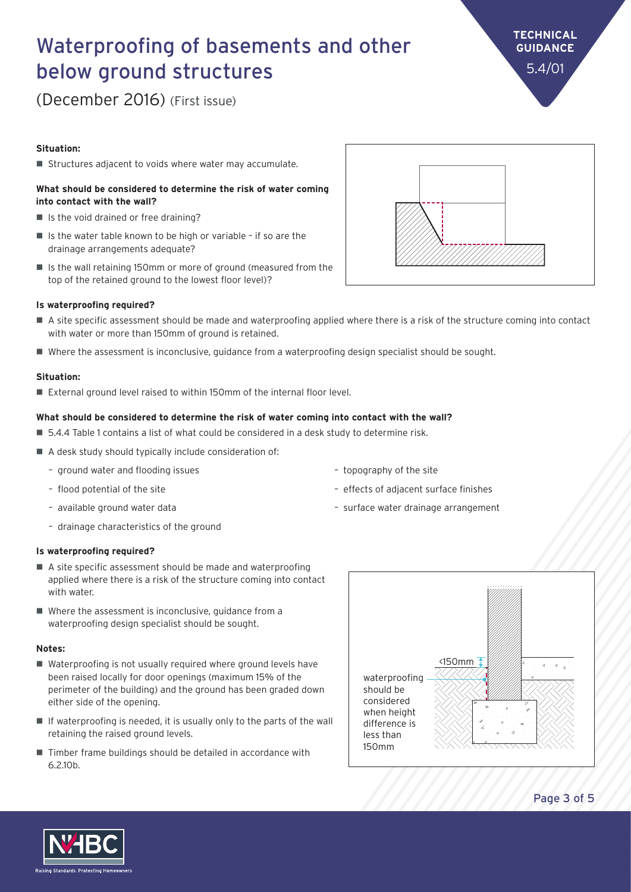# Waterproofing of basements and other below ground structures

(December 2016) (First issue)

TECHNICAL GUIDANCE 5.4/01

**Situation:**

- Structures adjacent to voids where water may accumulate.

**What should be considered to determine the risk of water coming into contact with the wall?**

- Is the void drained or free draining?
- Is the water table known to be high or variable – if so are the drainage arrangements adequate?
- Is the wall retaining 150mm or more of ground (measured from the top of the retained ground to the lowest floor level)?

**Is waterproofing required?**

- A site specific assessment should be made and waterproofing applied where there is a risk of the structure coming into contact with water or more than 150mm of ground is retained.
- Where the assessment is inconclusive, guidance from a waterproofing design specialist should be sought.

**Situation:**

- External ground level raised to within 150mm of the internal floor level.

**What should be considered to determine the risk of water coming into contact with the wall?**

- 5.4.4 Table 1 contains a list of what could be considered in a desk study to determine risk.
- A desk study should typically include consideration of:
  - ground water and flooding issues
  - flood potential of the site
  - available ground water data
  - drainage characteristics of the ground
  - topography of the site
  - effects of adjacent surface finishes
  - surface water drainage arrangement

**Is waterproofing required?**

- A site specific assessment should be made and waterproofing applied where there is a risk of the structure coming into contact with water.
- Where the assessment is inconclusive, guidance from a waterproofing design specialist should be sought.

**Notes:**

- Waterproofing is not usually required where ground levels have been raised locally for door openings (maximum 15% of the perimeter of the building) and the ground has been graded down either side of the opening.
- If waterproofing is needed, it is usually only to the parts of the wall retaining the raised ground levels.
- Timber frame buildings should be detailed in accordance with 6.2.10b.

<150mm

waterproofing should be considered when height difference is less than 150mm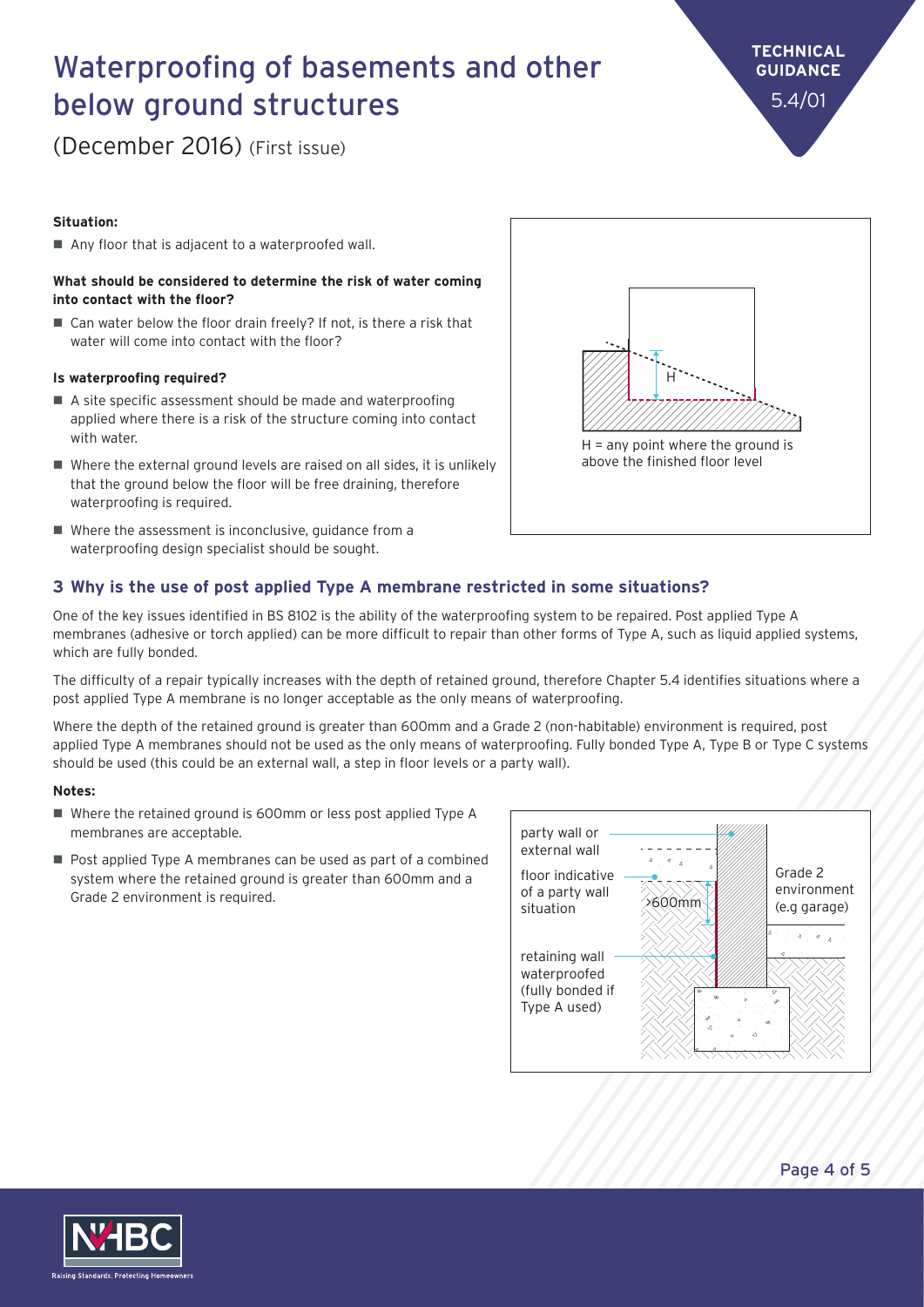**Situation:**

- Any floor that is adjacent to a waterproofed wall.

**What should be considered to determine the risk of water coming into contact with the floor?**

- Can water below the floor drain freely? If not, is there a risk that water will come into contact with the floor?

**Is waterproofing required?**

- A site specific assessment should be made and waterproofing applied where there is a risk of the structure coming into contact with water.
- Where the external ground levels are raised on all sides, it is unlikely that the ground below the floor will be free draining, therefore waterproofing is required.
- Where the assessment is inconclusive, guidance from a waterproofing design specialist should be sought.

H = any point where the ground is above the finished floor level

## 3 Why is the use of post applied Type A membrane restricted in some situations?

One of the key issues identified in BS 8102 is the ability of the waterproofing system to be repaired. Post applied Type A membranes (adhesive or torch applied) can be more difficult to repair than other forms of Type A, such as liquid applied systems, which are fully bonded.

The difficulty of a repair typically increases with the depth of retained ground, therefore Chapter 5.4 identifies situations where a post applied Type A membrane is no longer acceptable as the only means of waterproofing.

Where the depth of the retained ground is greater than 600mm and a Grade 2 (non-habitable) environment is required, post applied Type A membranes should not be used as the only means of waterproofing. Fully bonded Type A, Type B or Type C systems should be used (this could be an external wall, a step in floor levels or a party wall).

**Notes:**

- Where the retained ground is 600mm or less post applied Type A membranes are acceptable.
- Post applied Type A membranes can be used as part of a combined system where the retained ground is greater than 600mm and a Grade 2 environment is required.

party wall or external wall

floor indicative of a party wall situation

retaining wall waterproofed (fully bonded if Type A used)

>600mm

Grade 2 environment (e.g garage)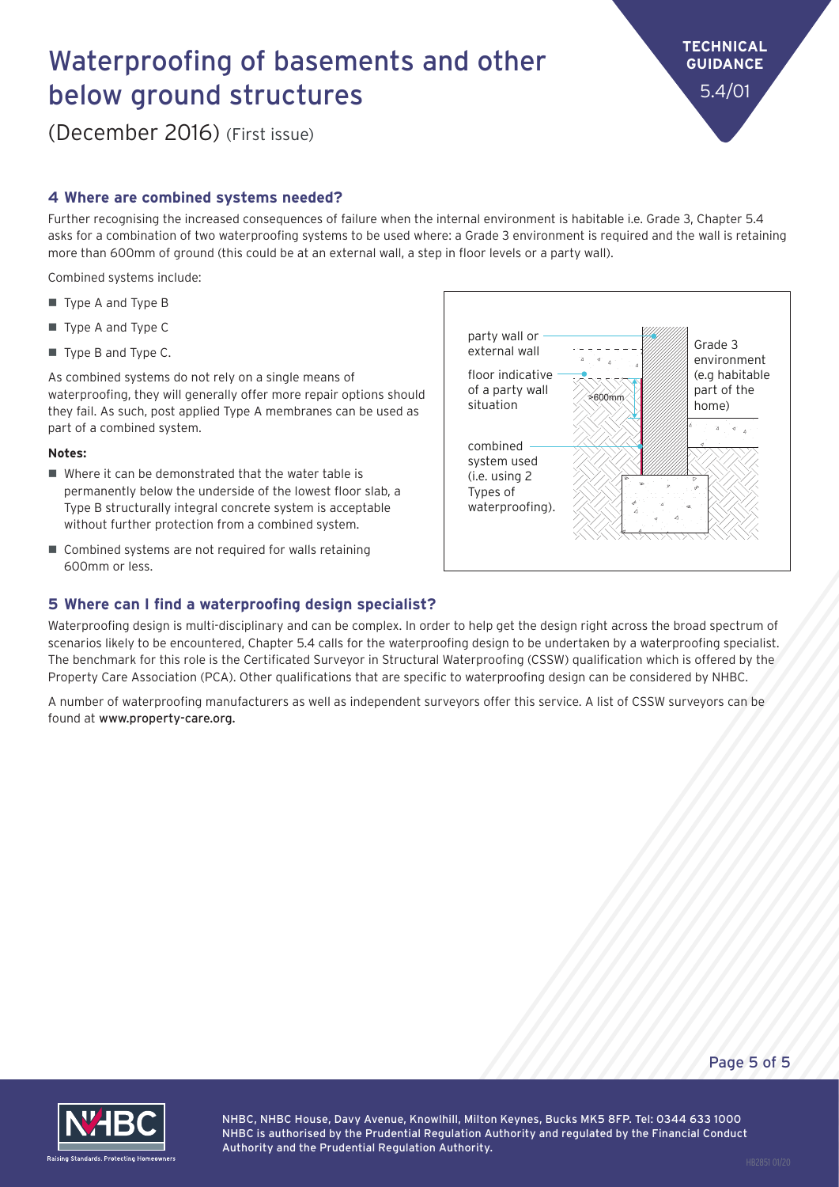# Waterproofing of basements and other below ground structures

(December 2016) (First issue)

TECHNICAL GUIDANCE 5.4/01

## 4 Where are combined systems needed?

Further recognising the increased consequences of failure when the internal environment is habitable i.e. Grade 3, Chapter 5.4 asks for a combination of two waterproofing systems to be used where: a Grade 3 environment is required and the wall is retaining more than 600mm of ground (this could be at an external wall, a step in floor levels or a party wall).

Combined systems include:

- Type A and Type B
- Type A and Type C
- Type B and Type C.

As combined systems do not rely on a single means of waterproofing, they will generally offer more repair options should they fail. As such, post applied Type A membranes can be used as part of a combined system.

**Notes:**

- Where it can be demonstrated that the water table is permanently below the underside of the lowest floor slab, a Type B structurally integral concrete system is acceptable without further protection from a combined system.
- Combined systems are not required for walls retaining 600mm or less.

party wall or external wall

floor indicative of a party wall situation

>600mm

combined system used (i.e. using 2 Types of waterproofing).

Grade 3 environment (e.g habitable part of the home)

## 5 Where can I find a waterproofing design specialist?

Waterproofing design is multi-disciplinary and can be complex. In order to help get the design right across the broad spectrum of scenarios likely to be encountered, Chapter 5.4 calls for the waterproofing design to be undertaken by a waterproofing specialist. The benchmark for this role is the Certificated Surveyor in Structural Waterproofing (CSSW) qualification which is offered by the Property Care Association (PCA). Other qualifications that are specific to waterproofing design can be considered by NHBC.

A number of waterproofing manufacturers as well as independent surveyors offer this service. A list of CSSW surveyors can be found at www.property-care.org.

NHBC, NHBC House, Davy Avenue, Knowlhill, Milton Keynes, Bucks MK5 8FP. Tel: 0344 633 1000
NHBC is authorised by the Prudential Regulation Authority and regulated by the Financial Conduct Authority and the Prudential Regulation Authority.